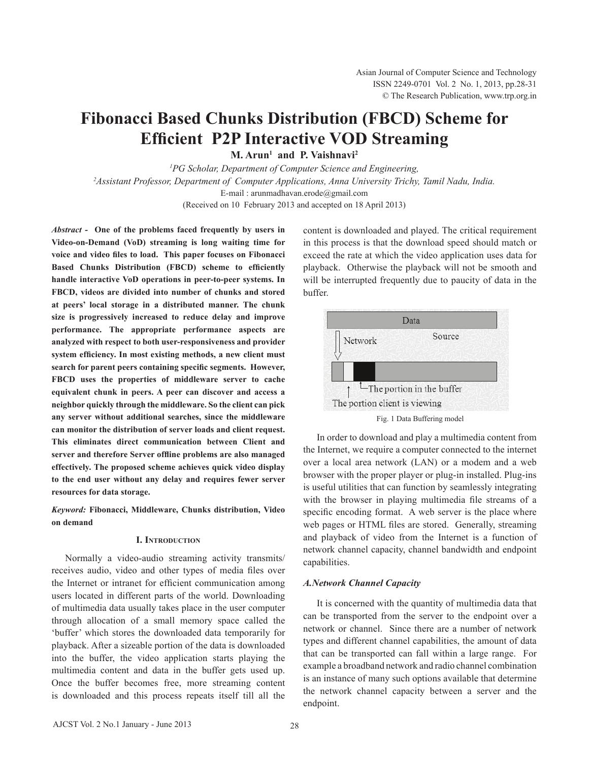# Fibonacci Based Chunks Distribution (FBCD) Scheme for Efficient P2P Interactive VOD Streaming

**M. Arun[1] and P. Vaishnavi[2]**

[1]*PG Scholar, Department of Computer Science and Engineering,*
[2]*Assistant Professor, Department of Computer Applications, Anna University Trichy, Tamil Nadu, India.*
E-mail : arunmadhavan.erode@gmail.com
(Received on 10 February 2013 and accepted on 18 April 2013)

***Abstract -*** **One of the problems faced frequently by users in Video-on-Demand (VoD) streaming is long waiting time for voice and video files to load. This paper focuses on Fibonacci Based Chunks Distribution (FBCD) scheme to efficiently handle interactive VoD operations in peer-to-peer systems. In FBCD, videos are divided into number of chunks and stored at peers' local storage in a distributed manner. The chunk size is progressively increased to reduce delay and improve performance. The appropriate performance aspects are analyzed with respect to both user-responsiveness and provider system efficiency. In most existing methods, a new client must search for parent peers containing specific segments. However, FBCD uses the properties of middleware server to cache equivalent chunk in peers. A peer can discover and access a neighbor quickly through the middleware. So the client can pick any server without additional searches, since the middleware can monitor the distribution of server loads and client request. This eliminates direct communication between Client and server and therefore Server offline problems are also managed effectively. The proposed scheme achieves quick video display to the end user without any delay and requires fewer server resources for data storage.**

***Keyword:*** **Fibonacci, Middleware, Chunks distribution, Video on demand**

## I. Introduction

Normally a video-audio streaming activity transmits/ receives audio, video and other types of media files over the Internet or intranet for efficient communication among users located in different parts of the world. Downloading of multimedia data usually takes place in the user computer through allocation of a small memory space called the 'buffer' which stores the downloaded data temporarily for playback. After a sizeable portion of the data is downloaded into the buffer, the video application starts playing the multimedia content and data in the buffer gets used up. Once the buffer becomes free, more streaming content is downloaded and this process repeats itself till all the content is downloaded and played. The critical requirement in this process is that the download speed should match or exceed the rate at which the video application uses data for playback. Otherwise the playback will not be smooth and will be interrupted frequently due to paucity of data in the buffer.

Data
Network
Source
The portion in the buffer
The portion client is viewing

Fig. 1 Data Buffering model

In order to download and play a multimedia content from the Internet, we require a computer connected to the internet over a local area network (LAN) or a modem and a web browser with the proper player or plug-in installed. Plug-ins is useful utilities that can function by seamlessly integrating with the browser in playing multimedia file streams of a specific encoding format. A web server is the place where web pages or HTML files are stored. Generally, streaming and playback of video from the Internet is a function of network channel capacity, channel bandwidth and endpoint capabilities.

### *A.Network Channel Capacity*

It is concerned with the quantity of multimedia data that can be transported from the server to the endpoint over a network or channel. Since there are a number of network types and different channel capabilities, the amount of data that can be transported can fall within a large range. For example a broadband network and radio channel combination is an instance of many such options available that determine the network channel capacity between a server and the endpoint.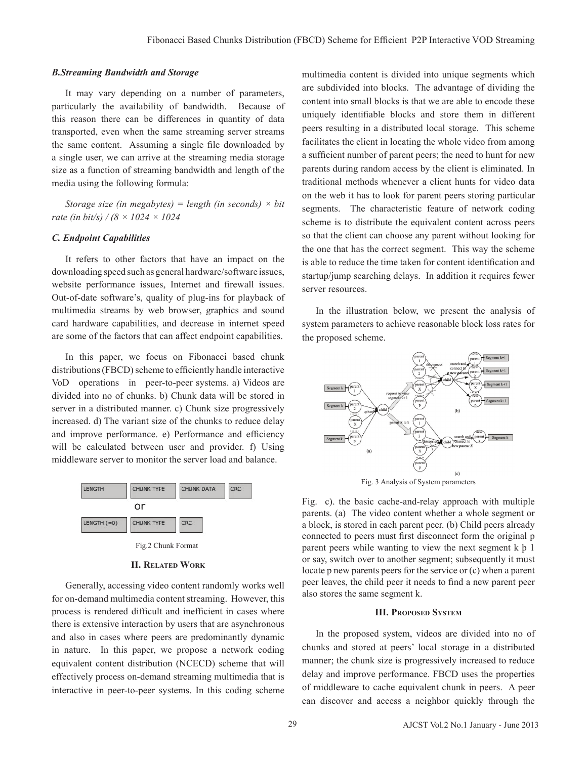### *B.Streaming Bandwidth and Storage*

It may vary depending on a number of parameters, particularly the availability of bandwidth. Because of this reason there can be differences in quantity of data transported, even when the same streaming server streams the same content. Assuming a single file downloaded by a single user, we can arrive at the streaming media storage size as a function of streaming bandwidth and length of the media using the following formula:

*Storage size (in megabytes) = length (in seconds) × bit rate (in bit/s) / (8 × 1024 × 1024*

### *C. Endpoint Capabilities*

It refers to other factors that have an impact on the downloading speed such as general hardware/software issues, website performance issues, Internet and firewall issues. Out-of-date software's, quality of plug-ins for playback of multimedia streams by web browser, graphics and sound card hardware capabilities, and decrease in internet speed are some of the factors that can affect endpoint capabilities.

In this paper, we focus on Fibonacci based chunk distributions (FBCD) scheme to efficiently handle interactive VoD operations in peer-to-peer systems. a) Videos are divided into no of chunks. b) Chunk data will be stored in server in a distributed manner. c) Chunk size progressively increased. d) The variant size of the chunks to reduce delay and improve performance. e) Performance and efficiency will be calculated between user and provider. f) Using middleware server to monitor the server load and balance.

| LENGTH | CHUNK TYPE | CHUNK DATA | CRC |
|---|---|---|---|

or

| LENGTH (=0) | CHUNK TYPE | CRC |
|---|---|---|

Fig.2 Chunk Format

## II. Related Work

Generally, accessing video content randomly works well for on-demand multimedia content streaming. However, this process is rendered difficult and inefficient in cases where there is extensive interaction by users that are asynchronous and also in cases where peers are predominantly dynamic in nature. In this paper, we propose a network coding equivalent content distribution (NCECD) scheme that will effectively process on-demand streaming multimedia that is interactive in peer-to-peer systems. In this coding scheme multimedia content is divided into unique segments which are subdivided into blocks. The advantage of dividing the content into small blocks is that we are able to encode these uniquely identifiable blocks and store them in different peers resulting in a distributed local storage. This scheme facilitates the client in locating the whole video from among a sufficient number of parent peers; the need to hunt for new parents during random access by the client is eliminated. In traditional methods whenever a client hunts for video data on the web it has to look for parent peers storing particular segments. The characteristic feature of network coding scheme is to distribute the equivalent content across peers so that the client can choose any parent without looking for the one that has the correct segment. This way the scheme is able to reduce the time taken for content identification and startup/jump searching delays. In addition it requires fewer server resources.

In the illustration below, we present the analysis of system parameters to achieve reasonable block loss rates for the proposed scheme.

Fig. 3 Analysis of System parameters

Fig. c). the basic cache-and-relay approach with multiple parents. (a) The video content whether a whole segment or a block, is stored in each parent peer. (b) Child peers already connected to peers must first disconnect form the original p parent peers while wanting to view the next segment k þ 1 or say, switch over to another segment; subsequently it must locate p new parents peers for the service or (c) when a parent peer leaves, the child peer it needs to find a new parent peer also stores the same segment k.

## III. Proposed System

In the proposed system, videos are divided into no of chunks and stored at peers' local storage in a distributed manner; the chunk size is progressively increased to reduce delay and improve performance. FBCD uses the properties of middleware to cache equivalent chunk in peers. A peer can discover and access a neighbor quickly through the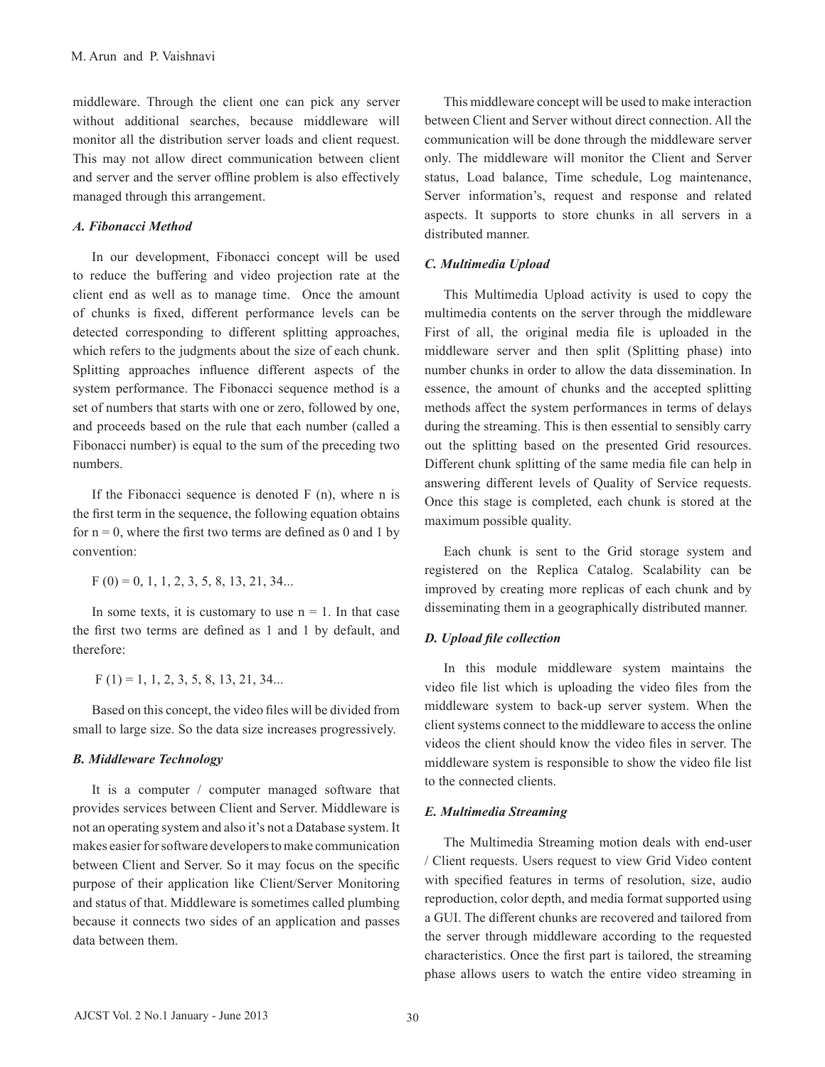middleware. Through the client one can pick any server without additional searches, because middleware will monitor all the distribution server loads and client request. This may not allow direct communication between client and server and the server offline problem is also effectively managed through this arrangement.

### *A. Fibonacci Method*

In our development, Fibonacci concept will be used to reduce the buffering and video projection rate at the client end as well as to manage time. Once the amount of chunks is fixed, different performance levels can be detected corresponding to different splitting approaches, which refers to the judgments about the size of each chunk. Splitting approaches influence different aspects of the system performance. The Fibonacci sequence method is a set of numbers that starts with one or zero, followed by one, and proceeds based on the rule that each number (called a Fibonacci number) is equal to the sum of the preceding two numbers.

If the Fibonacci sequence is denoted F (n), where n is the first term in the sequence, the following equation obtains for n = 0, where the first two terms are defined as 0 and 1 by convention:

F (0) = 0, 1, 1, 2, 3, 5, 8, 13, 21, 34...

In some texts, it is customary to use n = 1. In that case the first two terms are defined as 1 and 1 by default, and therefore:

F (1) = 1, 1, 2, 3, 5, 8, 13, 21, 34...

Based on this concept, the video files will be divided from small to large size. So the data size increases progressively.

### *B. Middleware Technology*

It is a computer / computer managed software that provides services between Client and Server. Middleware is not an operating system and also it's not a Database system. It makes easier for software developers to make communication between Client and Server. So it may focus on the specific purpose of their application like Client/Server Monitoring and status of that. Middleware is sometimes called plumbing because it connects two sides of an application and passes data between them.

This middleware concept will be used to make interaction between Client and Server without direct connection. All the communication will be done through the middleware server only. The middleware will monitor the Client and Server status, Load balance, Time schedule, Log maintenance, Server information's, request and response and related aspects. It supports to store chunks in all servers in a distributed manner.

### *C. Multimedia Upload*

This Multimedia Upload activity is used to copy the multimedia contents on the server through the middleware First of all, the original media file is uploaded in the middleware server and then split (Splitting phase) into number chunks in order to allow the data dissemination. In essence, the amount of chunks and the accepted splitting methods affect the system performances in terms of delays during the streaming. This is then essential to sensibly carry out the splitting based on the presented Grid resources. Different chunk splitting of the same media file can help in answering different levels of Quality of Service requests. Once this stage is completed, each chunk is stored at the maximum possible quality.

Each chunk is sent to the Grid storage system and registered on the Replica Catalog. Scalability can be improved by creating more replicas of each chunk and by disseminating them in a geographically distributed manner.

### *D. Upload file collection*

In this module middleware system maintains the video file list which is uploading the video files from the middleware system to back-up server system. When the client systems connect to the middleware to access the online videos the client should know the video files in server. The middleware system is responsible to show the video file list to the connected clients.

### *E. Multimedia Streaming*

The Multimedia Streaming motion deals with end-user / Client requests. Users request to view Grid Video content with specified features in terms of resolution, size, audio reproduction, color depth, and media format supported using a GUI. The different chunks are recovered and tailored from the server through middleware according to the requested characteristics. Once the first part is tailored, the streaming phase allows users to watch the entire video streaming in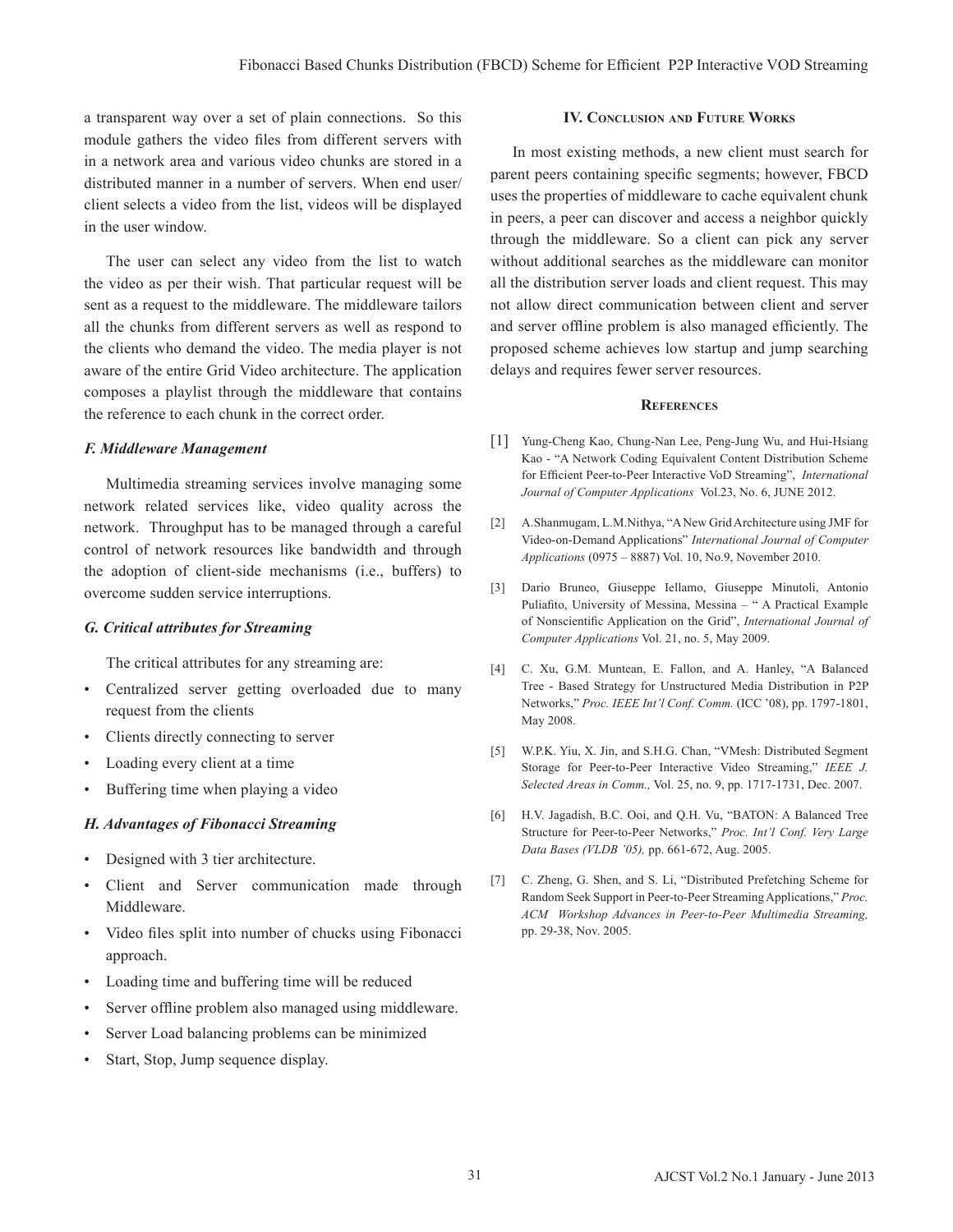a transparent way over a set of plain connections. So this module gathers the video files from different servers with in a network area and various video chunks are stored in a distributed manner in a number of servers. When end user/ client selects a video from the list, videos will be displayed in the user window.

The user can select any video from the list to watch the video as per their wish. That particular request will be sent as a request to the middleware. The middleware tailors all the chunks from different servers as well as respond to the clients who demand the video. The media player is not aware of the entire Grid Video architecture. The application composes a playlist through the middleware that contains the reference to each chunk in the correct order.

### *F. Middleware Management*

Multimedia streaming services involve managing some network related services like, video quality across the network. Throughput has to be managed through a careful control of network resources like bandwidth and through the adoption of client-side mechanisms (i.e., buffers) to overcome sudden service interruptions.

### *G. Critical attributes for Streaming*

The critical attributes for any streaming are:

- Centralized server getting overloaded due to many request from the clients
- Clients directly connecting to server
- Loading every client at a time
- Buffering time when playing a video

### *H. Advantages of Fibonacci Streaming*

- Designed with 3 tier architecture.
- Client and Server communication made through Middleware.
- Video files split into number of chucks using Fibonacci approach.
- Loading time and buffering time will be reduced
- Server offline problem also managed using middleware.
- Server Load balancing problems can be minimized
- Start, Stop, Jump sequence display.

## IV. Conclusion and Future Works

In most existing methods, a new client must search for parent peers containing specific segments; however, FBCD uses the properties of middleware to cache equivalent chunk in peers, a peer can discover and access a neighbor quickly through the middleware. So a client can pick any server without additional searches as the middleware can monitor all the distribution server loads and client request. This may not allow direct communication between client and server and server offline problem is also managed efficiently. The proposed scheme achieves low startup and jump searching delays and requires fewer server resources.

## References

[1] Yung-Cheng Kao, Chung-Nan Lee, Peng-Jung Wu, and Hui-Hsiang Kao - "A Network Coding Equivalent Content Distribution Scheme for Efficient Peer-to-Peer Interactive VoD Streaming", *International Journal of Computer Applications* Vol.23, No. 6, JUNE 2012.

[2] A.Shanmugam, L.M.Nithya, "A New Grid Architecture using JMF for Video-on-Demand Applications" *International Journal of Computer Applications* (0975 – 8887) Vol. 10, No.9, November 2010.

[3] Dario Bruneo, Giuseppe Iellamo, Giuseppe Minutoli, Antonio Puliafito, University of Messina, Messina – " A Practical Example of Nonscientific Application on the Grid", *International Journal of Computer Applications* Vol. 21, no. 5, May 2009.

[4] C. Xu, G.M. Muntean, E. Fallon, and A. Hanley, "A Balanced Tree - Based Strategy for Unstructured Media Distribution in P2P Networks," *Proc. IEEE Int'l Conf. Comm.* (ICC '08), pp. 1797-1801, May 2008.

[5] W.P.K. Yiu, X. Jin, and S.H.G. Chan, "VMesh: Distributed Segment Storage for Peer-to-Peer Interactive Video Streaming," *IEEE J. Selected Areas in Comm.,* Vol. 25, no. 9, pp. 1717-1731, Dec. 2007.

[6] H.V. Jagadish, B.C. Ooi, and Q.H. Vu, "BATON: A Balanced Tree Structure for Peer-to-Peer Networks," *Proc. Int'l Conf. Very Large Data Bases (VLDB '05),* pp. 661-672, Aug. 2005.

[7] C. Zheng, G. Shen, and S. Li, "Distributed Prefetching Scheme for Random Seek Support in Peer-to-Peer Streaming Applications," *Proc. ACM Workshop Advances in Peer-to-Peer Multimedia Streaming,* pp. 29-38, Nov. 2005.